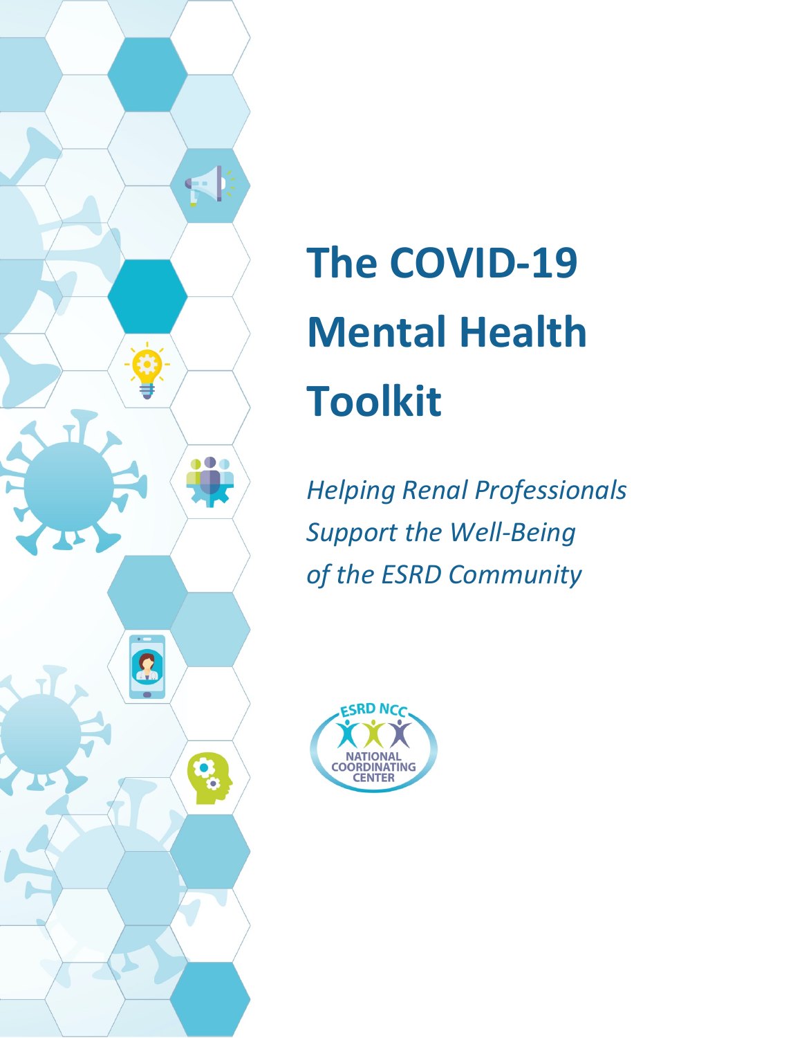# The COVID-19 Mental Health Toolkit

*Helping Renal Professionals Support the Well-Being of the ESRD Community*

ESRD NCC
NATIONAL COORDINATING CENTER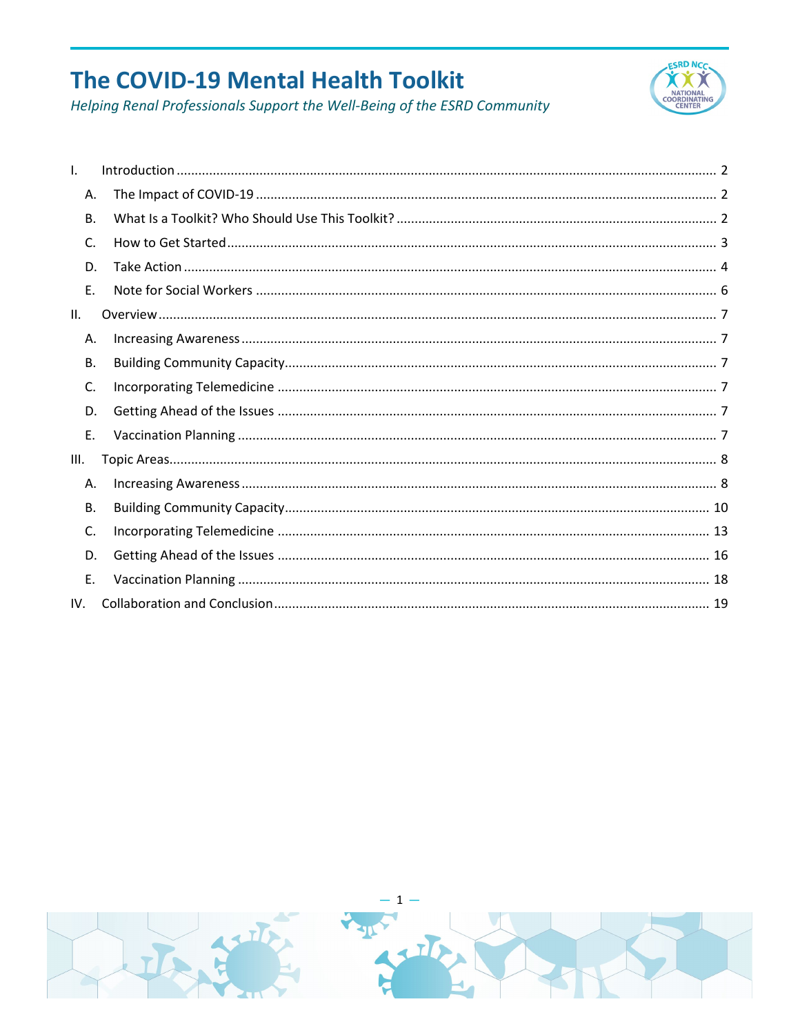# The COVID-19 Mental Health Toolkit

*Helping Renal Professionals Support the Well-Being of the ESRD Community*

- I. Introduction ... 2
  - A. The Impact of COVID-19 ... 2
  - B. What Is a Toolkit? Who Should Use This Toolkit? ... 2
  - C. How to Get Started ... 3
  - D. Take Action ... 4
  - E. Note for Social Workers ... 6
- II. Overview ... 7
  - A. Increasing Awareness ... 7
  - B. Building Community Capacity ... 7
  - C. Incorporating Telemedicine ... 7
  - D. Getting Ahead of the Issues ... 7
  - E. Vaccination Planning ... 7
- III. Topic Areas ... 8
  - A. Increasing Awareness ... 8
  - B. Building Community Capacity ... 10
  - C. Incorporating Telemedicine ... 13
  - D. Getting Ahead of the Issues ... 16
  - E. Vaccination Planning ... 18
- IV. Collaboration and Conclusion ... 19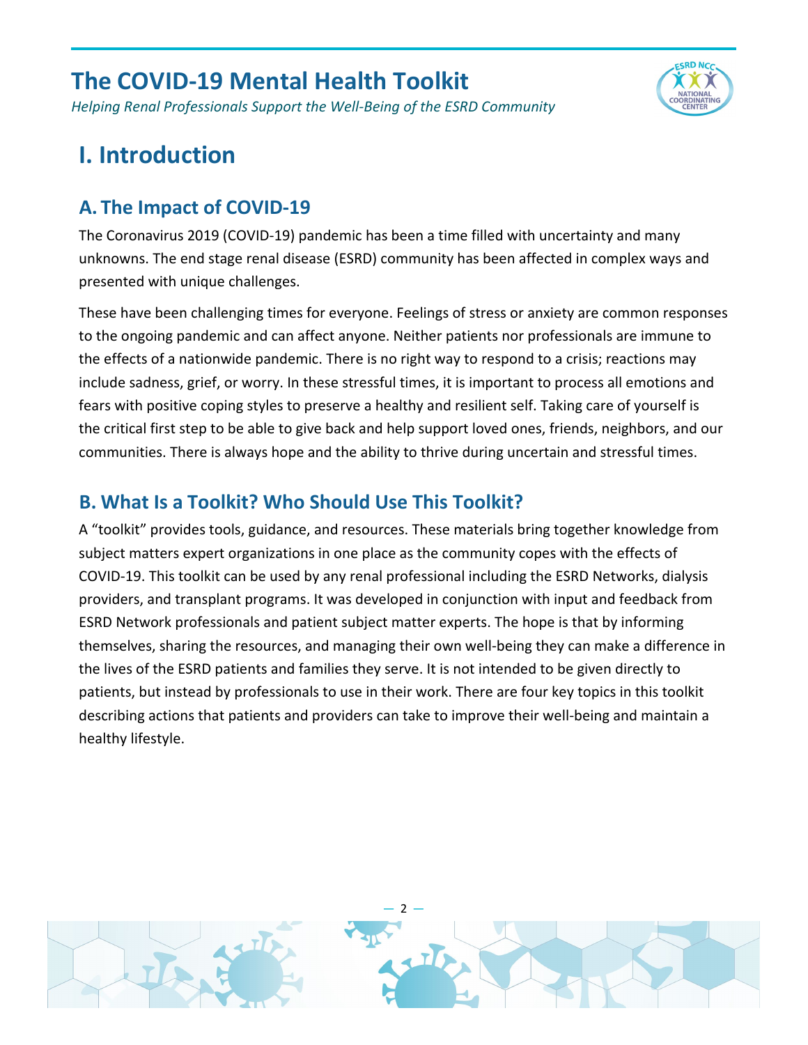# I. Introduction

## A. The Impact of COVID-19

The Coronavirus 2019 (COVID-19) pandemic has been a time filled with uncertainty and many unknowns. The end stage renal disease (ESRD) community has been affected in complex ways and presented with unique challenges.

These have been challenging times for everyone. Feelings of stress or anxiety are common responses to the ongoing pandemic and can affect anyone. Neither patients nor professionals are immune to the effects of a nationwide pandemic. There is no right way to respond to a crisis; reactions may include sadness, grief, or worry. In these stressful times, it is important to process all emotions and fears with positive coping styles to preserve a healthy and resilient self. Taking care of yourself is the critical first step to be able to give back and help support loved ones, friends, neighbors, and our communities. There is always hope and the ability to thrive during uncertain and stressful times.

## B. What Is a Toolkit? Who Should Use This Toolkit?

A "toolkit" provides tools, guidance, and resources. These materials bring together knowledge from subject matters expert organizations in one place as the community copes with the effects of COVID-19. This toolkit can be used by any renal professional including the ESRD Networks, dialysis providers, and transplant programs. It was developed in conjunction with input and feedback from ESRD Network professionals and patient subject matter experts. The hope is that by informing themselves, sharing the resources, and managing their own well-being they can make a difference in the lives of the ESRD patients and families they serve. It is not intended to be given directly to patients, but instead by professionals to use in their work. There are four key topics in this toolkit describing actions that patients and providers can take to improve their well-being and maintain a healthy lifestyle.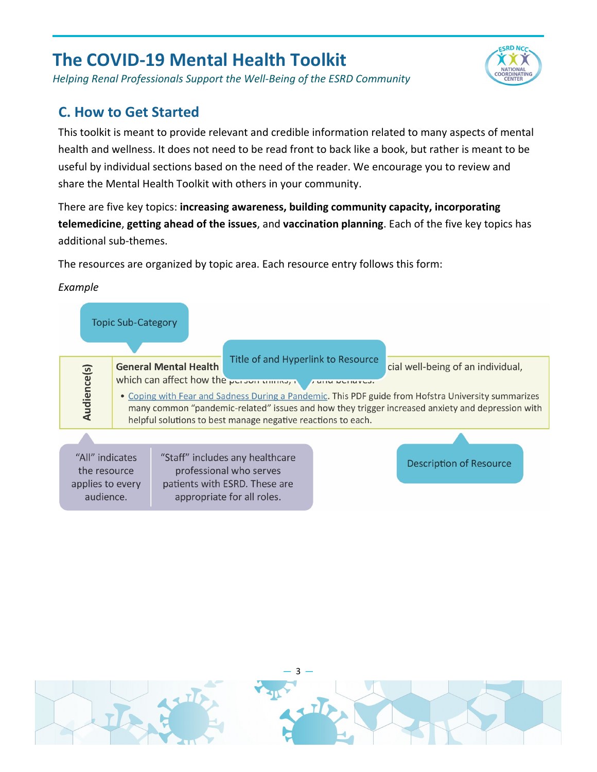## C. How to Get Started

This toolkit is meant to provide relevant and credible information related to many aspects of mental health and wellness. It does not need to be read front to back like a book, but rather is meant to be useful by individual sections based on the need of the reader. We encourage you to review and share the Mental Health Toolkit with others in your community.

There are five key topics: **increasing awareness, building community capacity, incorporating telemedicine**, **getting ahead of the issues**, and **vaccination planning**. Each of the five key topics has additional sub-themes.

The resources are organized by topic area. Each resource entry follows this form:

*Example*

Topic Sub-Category

Title of and Hyperlink to Resource

| Audience(s) | **General Mental Health** ... cial well-being of an individual, which can affect how the ... and behaves. |
|---|---|
| | • Coping with Fear and Sadness During a Pandemic. This PDF guide from Hofstra University summarizes many common "pandemic-related" issues and how they trigger increased anxiety and depression with helpful solutions to best manage negative reactions to each. |

"All" indicates the resource applies to every audience.

"Staff" includes any healthcare professional who serves patients with ESRD. These are appropriate for all roles.

Description of Resource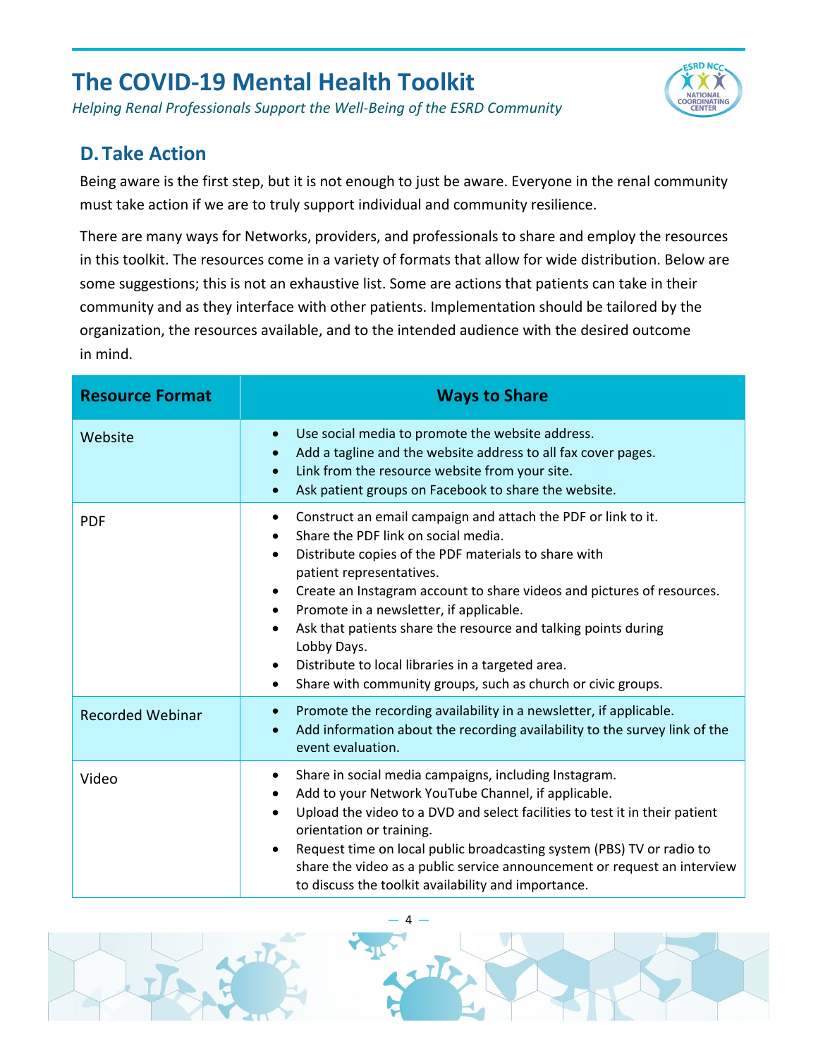## D. Take Action

Being aware is the first step, but it is not enough to just be aware. Everyone in the renal community must take action if we are to truly support individual and community resilience.

There are many ways for Networks, providers, and professionals to share and employ the resources in this toolkit. The resources come in a variety of formats that allow for wide distribution. Below are some suggestions; this is not an exhaustive list. Some are actions that patients can take in their community and as they interface with other patients. Implementation should be tailored by the organization, the resources available, and to the intended audience with the desired outcome in mind.

| Resource Format | Ways to Share |
|---|---|
| Website | • Use social media to promote the website address.<br>• Add a tagline and the website address to all fax cover pages.<br>• Link from the resource website from your site.<br>• Ask patient groups on Facebook to share the website. |
| PDF | • Construct an email campaign and attach the PDF or link to it.<br>• Share the PDF link on social media.<br>• Distribute copies of the PDF materials to share with patient representatives.<br>• Create an Instagram account to share videos and pictures of resources.<br>• Promote in a newsletter, if applicable.<br>• Ask that patients share the resource and talking points during Lobby Days.<br>• Distribute to local libraries in a targeted area.<br>• Share with community groups, such as church or civic groups. |
| Recorded Webinar | • Promote the recording availability in a newsletter, if applicable.<br>• Add information about the recording availability to the survey link of the event evaluation. |
| Video | • Share in social media campaigns, including Instagram.<br>• Add to your Network YouTube Channel, if applicable.<br>• Upload the video to a DVD and select facilities to test it in their patient orientation or training.<br>• Request time on local public broadcasting system (PBS) TV or radio to share the video as a public service announcement or request an interview to discuss the toolkit availability and importance. |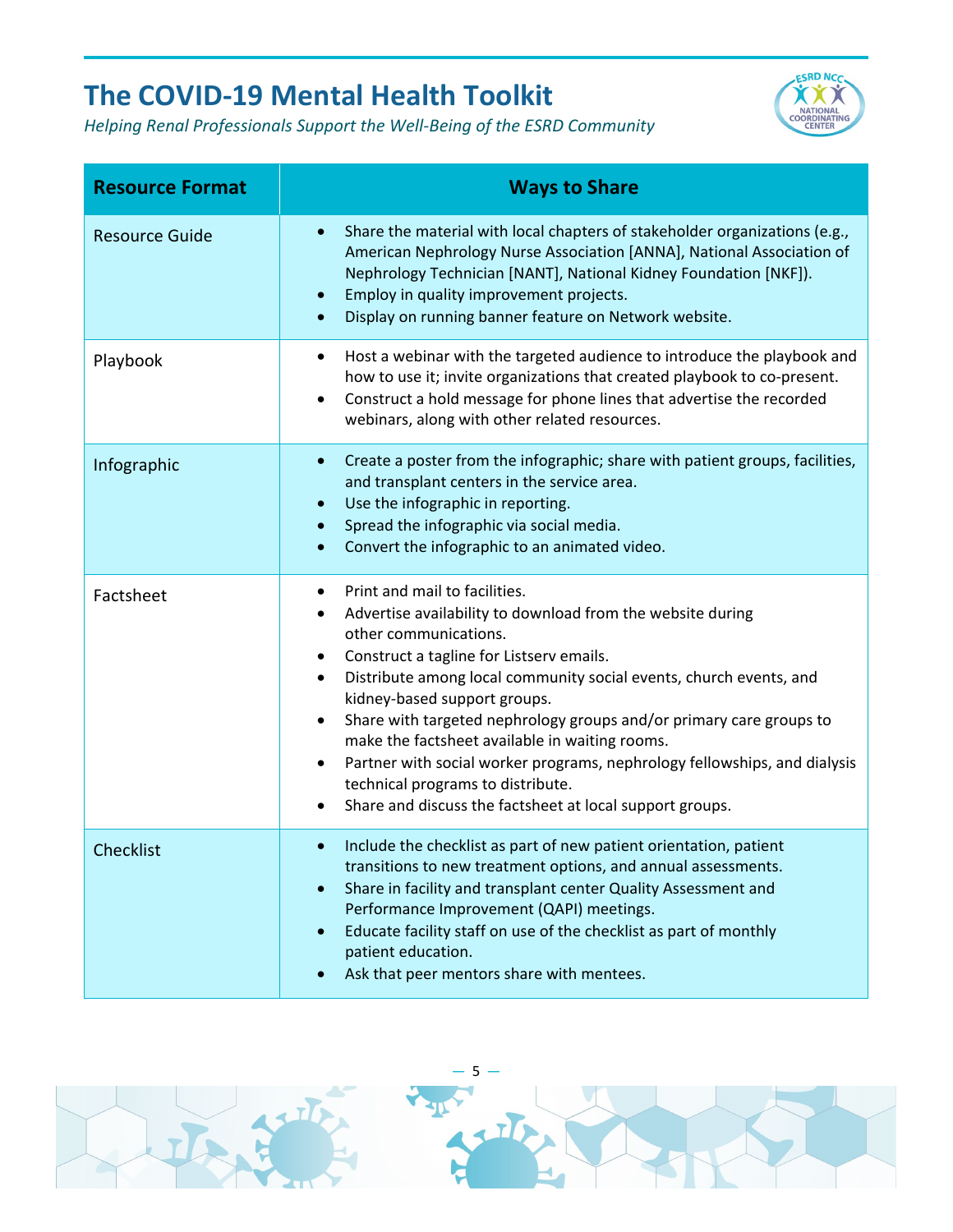| Resource Format | Ways to Share |
| --- | --- |
| Resource Guide | • Share the material with local chapters of stakeholder organizations (e.g., American Nephrology Nurse Association [ANNA], National Association of Nephrology Technician [NANT], National Kidney Foundation [NKF]).<br>• Employ in quality improvement projects.<br>• Display on running banner feature on Network website. |
| Playbook | • Host a webinar with the targeted audience to introduce the playbook and how to use it; invite organizations that created playbook to co-present.<br>• Construct a hold message for phone lines that advertise the recorded webinars, along with other related resources. |
| Infographic | • Create a poster from the infographic; share with patient groups, facilities, and transplant centers in the service area.<br>• Use the infographic in reporting.<br>• Spread the infographic via social media.<br>• Convert the infographic to an animated video. |
| Factsheet | • Print and mail to facilities.<br>• Advertise availability to download from the website during other communications.<br>• Construct a tagline for Listserv emails.<br>• Distribute among local community social events, church events, and kidney-based support groups.<br>• Share with targeted nephrology groups and/or primary care groups to make the factsheet available in waiting rooms.<br>• Partner with social worker programs, nephrology fellowships, and dialysis technical programs to distribute.<br>• Share and discuss the factsheet at local support groups. |
| Checklist | • Include the checklist as part of new patient orientation, patient transitions to new treatment options, and annual assessments.<br>• Share in facility and transplant center Quality Assessment and Performance Improvement (QAPI) meetings.<br>• Educate facility staff on use of the checklist as part of monthly patient education.<br>• Ask that peer mentors share with mentees. |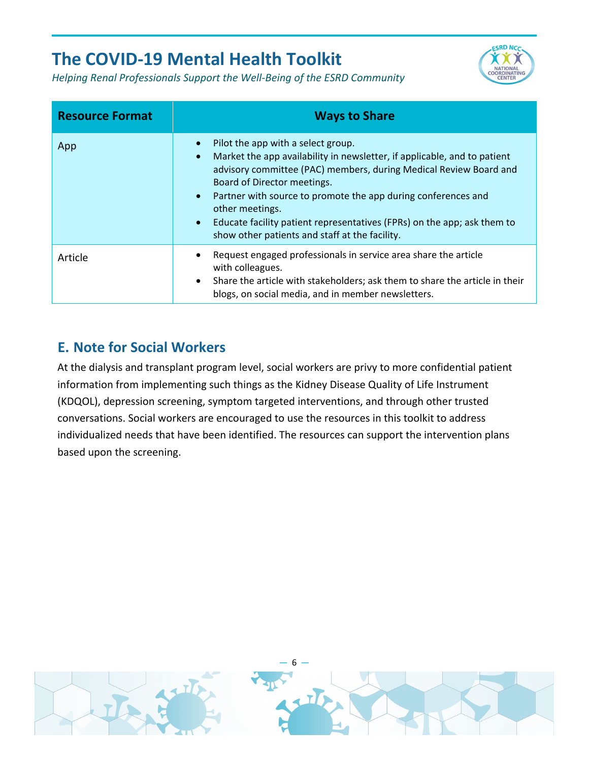| Resource Format | Ways to Share |
| --- | --- |
| App | • Pilot the app with a select group.<br>• Market the app availability in newsletter, if applicable, and to patient advisory committee (PAC) members, during Medical Review Board and Board of Director meetings.<br>• Partner with source to promote the app during conferences and other meetings.<br>• Educate facility patient representatives (FPRs) on the app; ask them to show other patients and staff at the facility. |
| Article | • Request engaged professionals in service area share the article with colleagues.<br>• Share the article with stakeholders; ask them to share the article in their blogs, on social media, and in member newsletters. |

## E. Note for Social Workers

At the dialysis and transplant program level, social workers are privy to more confidential patient information from implementing such things as the Kidney Disease Quality of Life Instrument (KDQOL), depression screening, symptom targeted interventions, and through other trusted conversations. Social workers are encouraged to use the resources in this toolkit to address individualized needs that have been identified. The resources can support the intervention plans based upon the screening.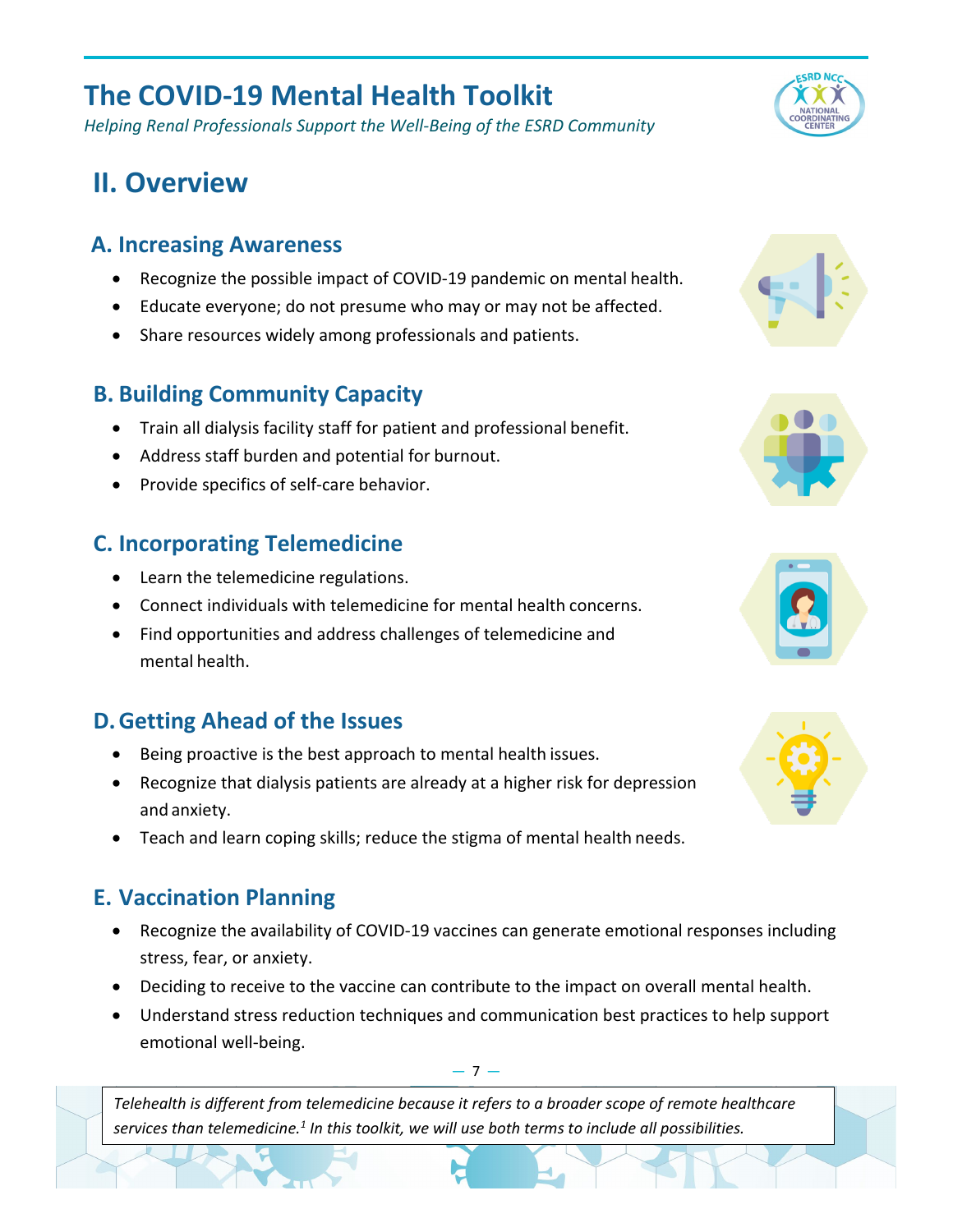## II. Overview

### A. Increasing Awareness

- Recognize the possible impact of COVID-19 pandemic on mental health.
- Educate everyone; do not presume who may or may not be affected.
- Share resources widely among professionals and patients.

### B. Building Community Capacity

- Train all dialysis facility staff for patient and professional benefit.
- Address staff burden and potential for burnout.
- Provide specifics of self-care behavior.

### C. Incorporating Telemedicine

- Learn the telemedicine regulations.
- Connect individuals with telemedicine for mental health concerns.
- Find opportunities and address challenges of telemedicine and mental health.

### D. Getting Ahead of the Issues

- Being proactive is the best approach to mental health issues.
- Recognize that dialysis patients are already at a higher risk for depression and anxiety.
- Teach and learn coping skills; reduce the stigma of mental health needs.

### E. Vaccination Planning

- Recognize the availability of COVID-19 vaccines can generate emotional responses including stress, fear, or anxiety.
- Deciding to receive to the vaccine can contribute to the impact on overall mental health.
- Understand stress reduction techniques and communication best practices to help support emotional well-being.

*Telehealth is different from telemedicine because it refers to a broader scope of remote healthcare services than telemedicine.[1] In this toolkit, we will use both terms to include all possibilities.*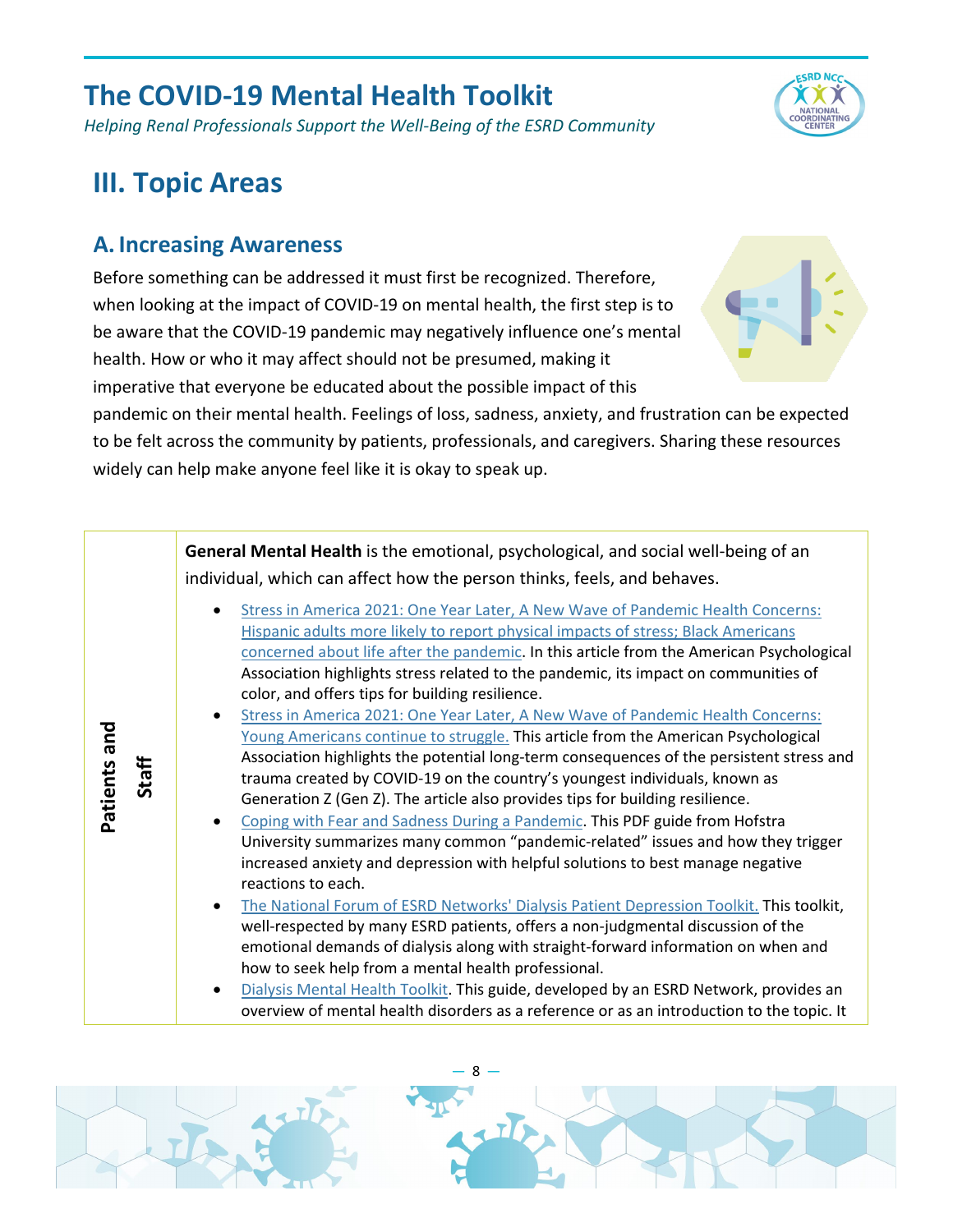## III. Topic Areas

### A. Increasing Awareness

Before something can be addressed it must first be recognized. Therefore, when looking at the impact of COVID-19 on mental health, the first step is to be aware that the COVID-19 pandemic may negatively influence one's mental health. How or who it may affect should not be presumed, making it imperative that everyone be educated about the possible impact of this pandemic on their mental health. Feelings of loss, sadness, anxiety, and frustration can be expected to be felt across the community by patients, professionals, and caregivers. Sharing these resources widely can help make anyone feel like it is okay to speak up.

| | |
|---|---|
| **Patients and Staff** | **General Mental Health** is the emotional, psychological, and social well-being of an individual, which can affect how the person thinks, feels, and behaves.<br><br>• Stress in America 2021: One Year Later, A New Wave of Pandemic Health Concerns: Hispanic adults more likely to report physical impacts of stress; Black Americans concerned about life after the pandemic. In this article from the American Psychological Association highlights stress related to the pandemic, its impact on communities of color, and offers tips for building resilience.<br>• Stress in America 2021: One Year Later, A New Wave of Pandemic Health Concerns: Young Americans continue to struggle. This article from the American Psychological Association highlights the potential long-term consequences of the persistent stress and trauma created by COVID-19 on the country's youngest individuals, known as Generation Z (Gen Z). The article also provides tips for building resilience.<br>• Coping with Fear and Sadness During a Pandemic. This PDF guide from Hofstra University summarizes many common "pandemic-related" issues and how they trigger increased anxiety and depression with helpful solutions to best manage negative reactions to each.<br>• The National Forum of ESRD Networks' Dialysis Patient Depression Toolkit. This toolkit, well-respected by many ESRD patients, offers a non-judgmental discussion of the emotional demands of dialysis along with straight-forward information on when and how to seek help from a mental health professional.<br>• Dialysis Mental Health Toolkit. This guide, developed by an ESRD Network, provides an overview of mental health disorders as a reference or as an introduction to the topic. It |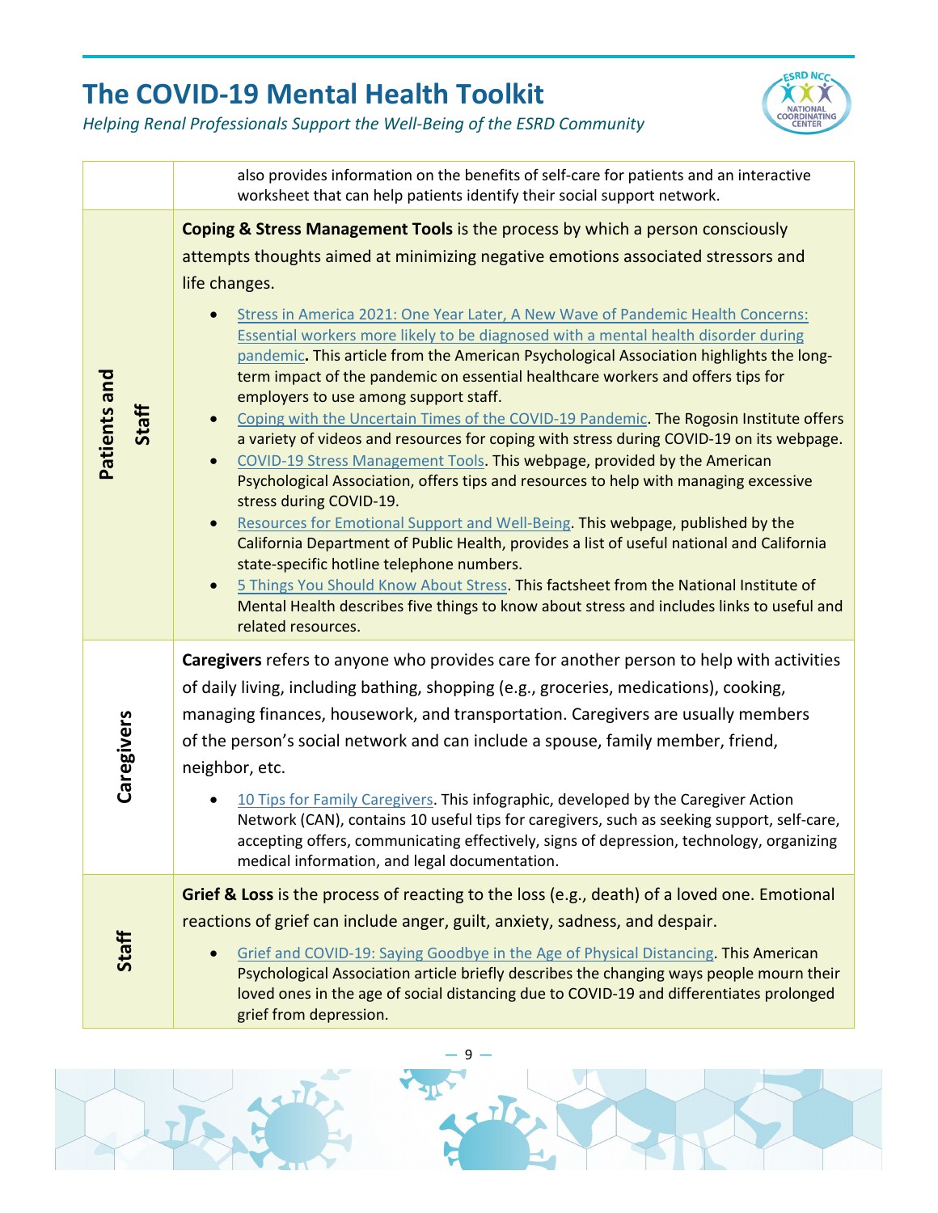| | |
|---|---|
| | also provides information on the benefits of self-care for patients and an interactive worksheet that can help patients identify their social support network. |
| **Patients and Staff** | **Coping & Stress Management Tools** is the process by which a person consciously attempts thoughts aimed at minimizing negative emotions associated stressors and life changes.<br><br>• Stress in America 2021: One Year Later, A New Wave of Pandemic Health Concerns: Essential workers more likely to be diagnosed with a mental health disorder during pandemic**.** This article from the American Psychological Association highlights the long-term impact of the pandemic on essential healthcare workers and offers tips for employers to use among support staff.<br>• Coping with the Uncertain Times of the COVID-19 Pandemic. The Rogosin Institute offers a variety of videos and resources for coping with stress during COVID-19 on its webpage.<br>• COVID-19 Stress Management Tools. This webpage, provided by the American Psychological Association, offers tips and resources to help with managing excessive stress during COVID-19.<br>• Resources for Emotional Support and Well-Being. This webpage, published by the California Department of Public Health, provides a list of useful national and California state-specific hotline telephone numbers.<br>• 5 Things You Should Know About Stress. This factsheet from the National Institute of Mental Health describes five things to know about stress and includes links to useful and related resources. |
| **Caregivers** | **Caregivers** refers to anyone who provides care for another person to help with activities of daily living, including bathing, shopping (e.g., groceries, medications), cooking, managing finances, housework, and transportation. Caregivers are usually members of the person's social network and can include a spouse, family member, friend, neighbor, etc.<br><br>• 10 Tips for Family Caregivers. This infographic, developed by the Caregiver Action Network (CAN), contains 10 useful tips for caregivers, such as seeking support, self-care, accepting offers, communicating effectively, signs of depression, technology, organizing medical information, and legal documentation. |
| **Staff** | **Grief & Loss** is the process of reacting to the loss (e.g., death) of a loved one. Emotional reactions of grief can include anger, guilt, anxiety, sadness, and despair.<br><br>• Grief and COVID-19: Saying Goodbye in the Age of Physical Distancing. This American Psychological Association article briefly describes the changing ways people mourn their loved ones in the age of social distancing due to COVID-19 and differentiates prolonged grief from depression. |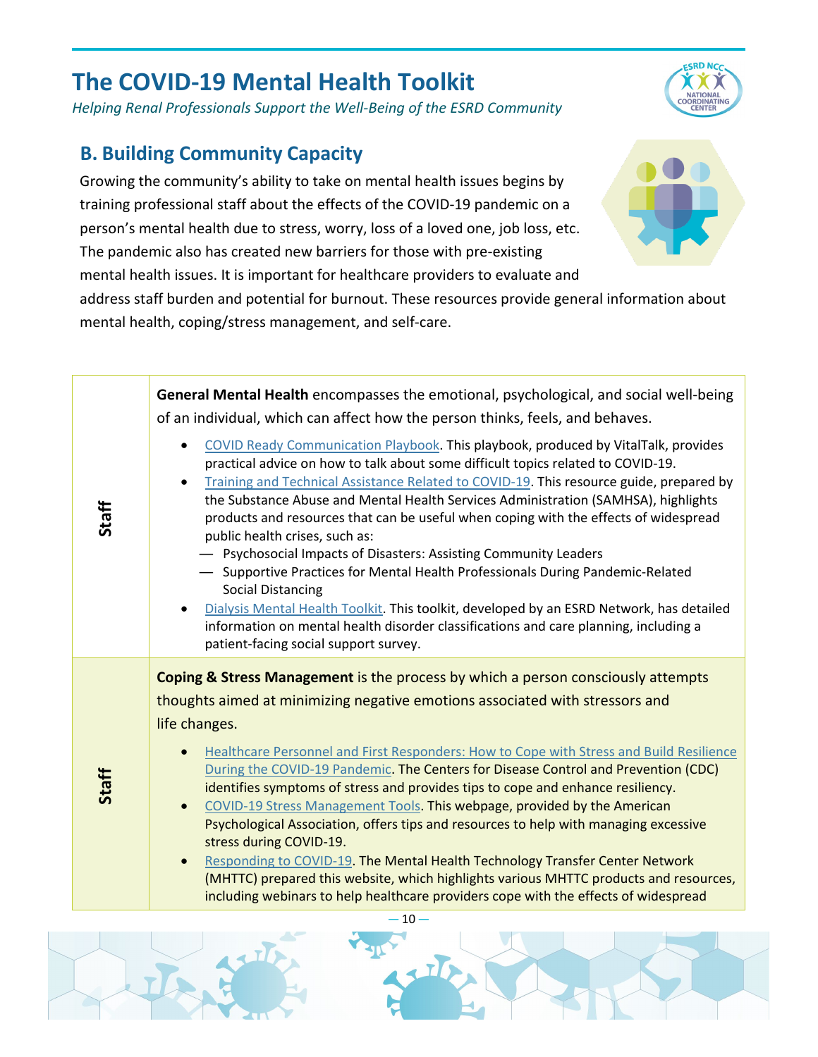# The COVID-19 Mental Health Toolkit

*Helping Renal Professionals Support the Well-Being of the ESRD Community*

## B. Building Community Capacity

Growing the community's ability to take on mental health issues begins by training professional staff about the effects of the COVID-19 pandemic on a person's mental health due to stress, worry, loss of a loved one, job loss, etc. The pandemic also has created new barriers for those with pre-existing mental health issues. It is important for healthcare providers to evaluate and address staff burden and potential for burnout. These resources provide general information about mental health, coping/stress management, and self-care.

| | |
|---|---|
| **Staff** | **General Mental Health** encompasses the emotional, psychological, and social well-being of an individual, which can affect how the person thinks, feels, and behaves.<br>• COVID Ready Communication Playbook. This playbook, produced by VitalTalk, provides practical advice on how to talk about some difficult topics related to COVID-19.<br>• Training and Technical Assistance Related to COVID-19. This resource guide, prepared by the Substance Abuse and Mental Health Services Administration (SAMHSA), highlights products and resources that can be useful when coping with the effects of widespread public health crises, such as:<br>— Psychosocial Impacts of Disasters: Assisting Community Leaders<br>— Supportive Practices for Mental Health Professionals During Pandemic-Related Social Distancing<br>• Dialysis Mental Health Toolkit. This toolkit, developed by an ESRD Network, has detailed information on mental health disorder classifications and care planning, including a patient-facing social support survey. |
| **Staff** | **Coping & Stress Management** is the process by which a person consciously attempts thoughts aimed at minimizing negative emotions associated with stressors and life changes.<br>• Healthcare Personnel and First Responders: How to Cope with Stress and Build Resilience During the COVID-19 Pandemic. The Centers for Disease Control and Prevention (CDC) identifies symptoms of stress and provides tips to cope and enhance resiliency.<br>• COVID-19 Stress Management Tools. This webpage, provided by the American Psychological Association, offers tips and resources to help with managing excessive stress during COVID-19.<br>• Responding to COVID-19. The Mental Health Technology Transfer Center Network (MHTTC) prepared this website, which highlights various MHTTC products and resources, including webinars to help healthcare providers cope with the effects of widespread |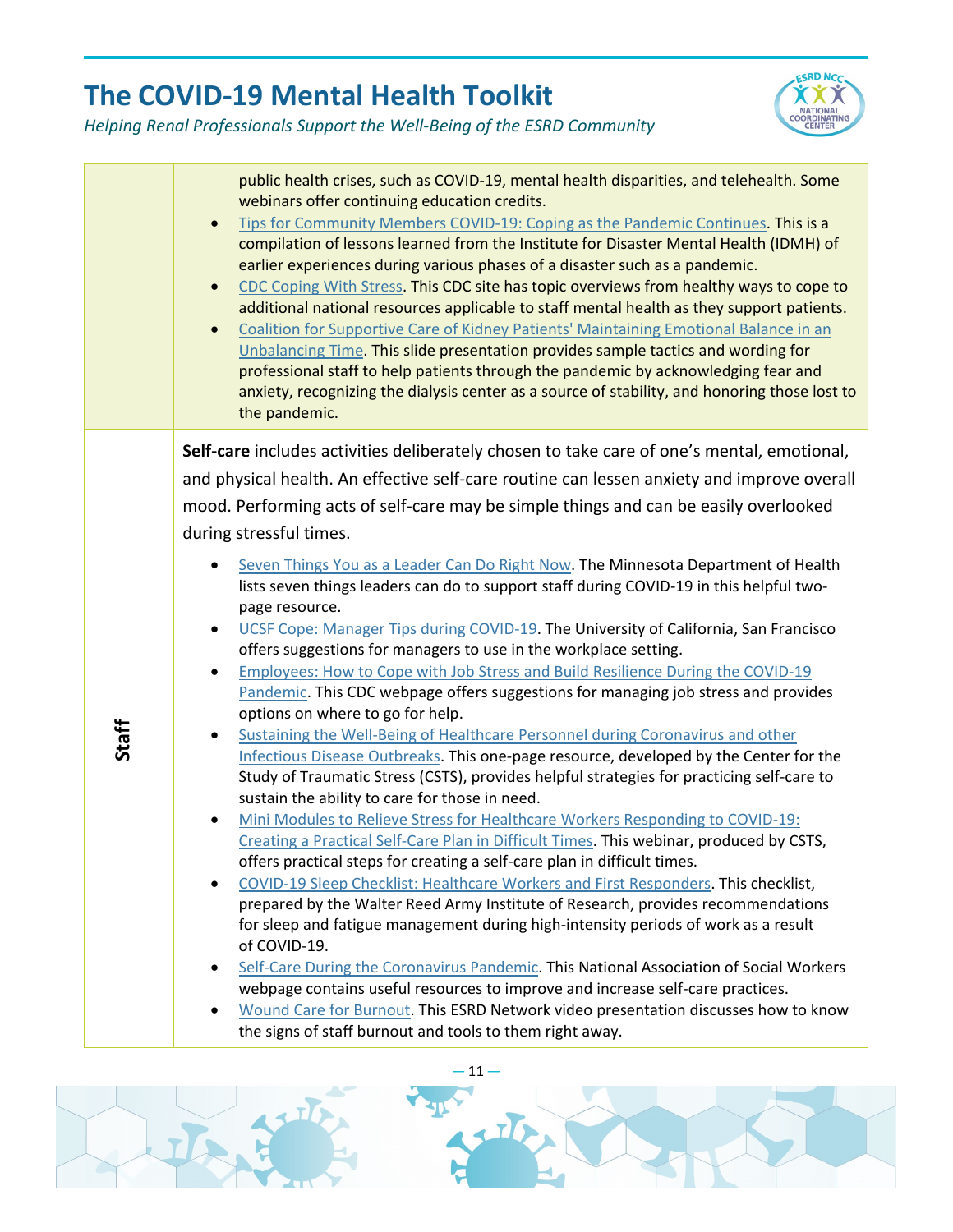| | |
|---|---|
| | public health crises, such as COVID-19, mental health disparities, and telehealth. Some webinars offer continuing education credits.<br>• Tips for Community Members COVID-19: Coping as the Pandemic Continues. This is a compilation of lessons learned from the Institute for Disaster Mental Health (IDMH) of earlier experiences during various phases of a disaster such as a pandemic.<br>• CDC Coping With Stress. This CDC site has topic overviews from healthy ways to cope to additional national resources applicable to staff mental health as they support patients.<br>• Coalition for Supportive Care of Kidney Patients' Maintaining Emotional Balance in an Unbalancing Time. This slide presentation provides sample tactics and wording for professional staff to help patients through the pandemic by acknowledging fear and anxiety, recognizing the dialysis center as a source of stability, and honoring those lost to the pandemic. |
| **Staff** | **Self-care** includes activities deliberately chosen to take care of one's mental, emotional, and physical health. An effective self-care routine can lessen anxiety and improve overall mood. Performing acts of self-care may be simple things and can be easily overlooked during stressful times.<br>• Seven Things You as a Leader Can Do Right Now. The Minnesota Department of Health lists seven things leaders can do to support staff during COVID-19 in this helpful two-page resource.<br>• UCSF Cope: Manager Tips during COVID-19. The University of California, San Francisco offers suggestions for managers to use in the workplace setting.<br>• Employees: How to Cope with Job Stress and Build Resilience During the COVID-19 Pandemic. This CDC webpage offers suggestions for managing job stress and provides options on where to go for help.<br>• Sustaining the Well-Being of Healthcare Personnel during Coronavirus and other Infectious Disease Outbreaks. This one-page resource, developed by the Center for the Study of Traumatic Stress (CSTS), provides helpful strategies for practicing self-care to sustain the ability to care for those in need.<br>• Mini Modules to Relieve Stress for Healthcare Workers Responding to COVID-19: Creating a Practical Self-Care Plan in Difficult Times. This webinar, produced by CSTS, offers practical steps for creating a self-care plan in difficult times.<br>• COVID-19 Sleep Checklist: Healthcare Workers and First Responders. This checklist, prepared by the Walter Reed Army Institute of Research, provides recommendations for sleep and fatigue management during high-intensity periods of work as a result of COVID-19.<br>• Self-Care During the Coronavirus Pandemic. This National Association of Social Workers webpage contains useful resources to improve and increase self-care practices.<br>• Wound Care for Burnout. This ESRD Network video presentation discusses how to know the signs of staff burnout and tools to them right away. |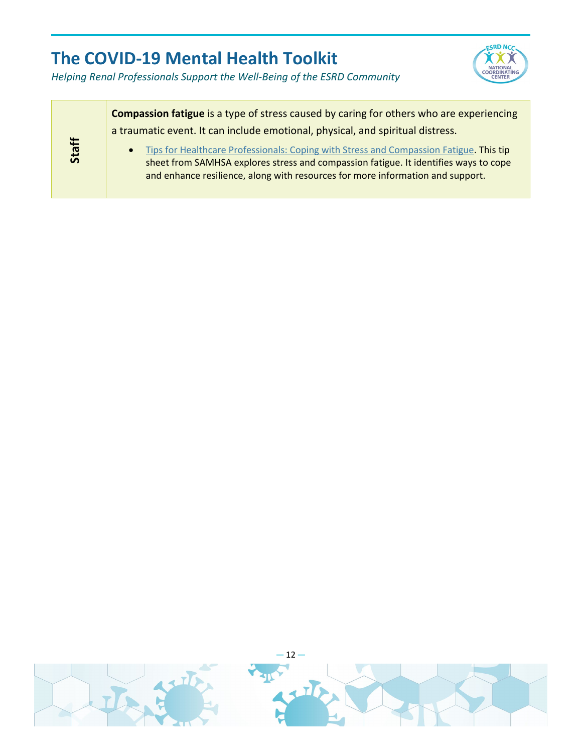| Staff | **Compassion fatigue** is a type of stress caused by caring for others who are experiencing a traumatic event. It can include emotional, physical, and spiritual distress.<br><br>• Tips for Healthcare Professionals: Coping with Stress and Compassion Fatigue. This tip sheet from SAMHSA explores stress and compassion fatigue. It identifies ways to cope and enhance resilience, along with resources for more information and support. |
| --- | --- |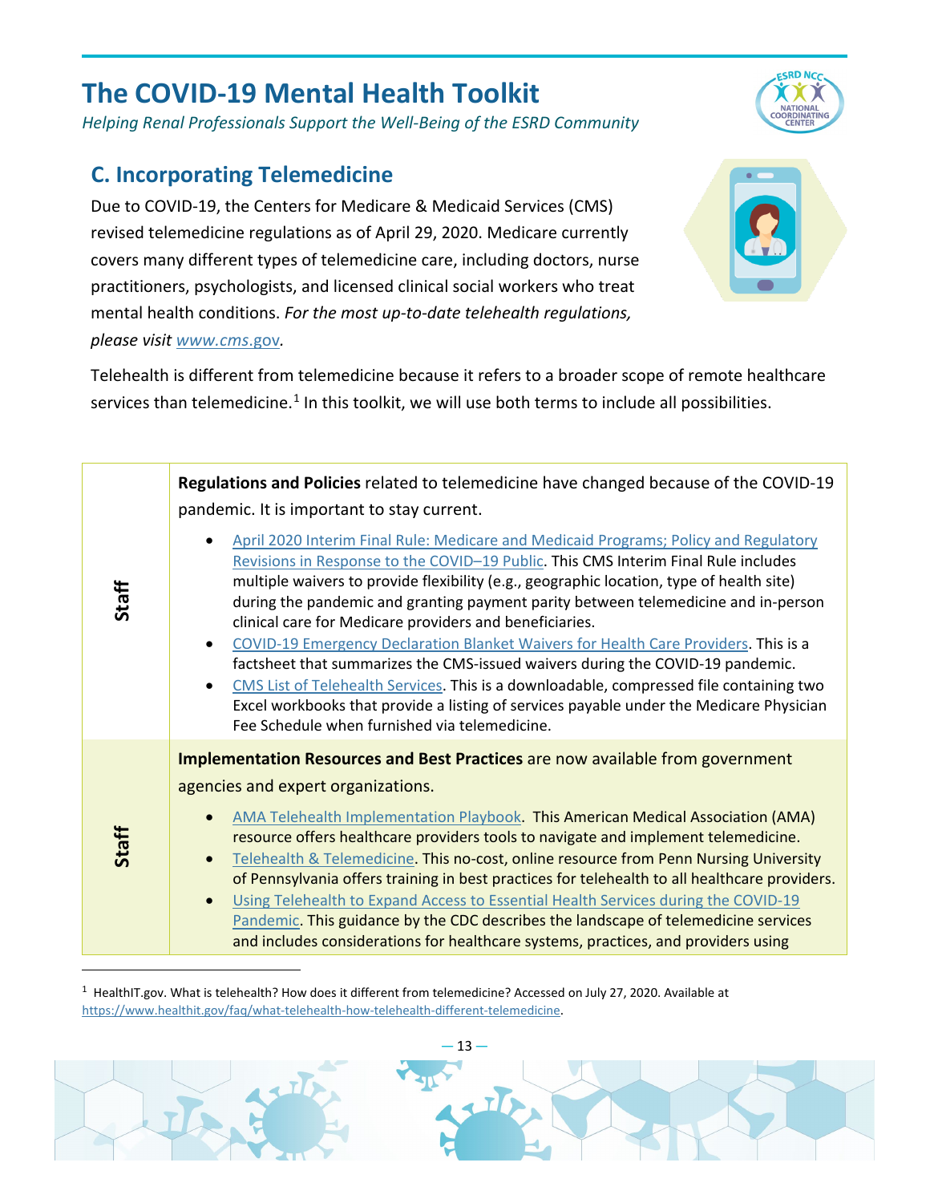# The COVID-19 Mental Health Toolkit

*Helping Renal Professionals Support the Well-Being of the ESRD Community*

## C. Incorporating Telemedicine

Due to COVID-19, the Centers for Medicare & Medicaid Services (CMS) revised telemedicine regulations as of April 29, 2020. Medicare currently covers many different types of telemedicine care, including doctors, nurse practitioners, psychologists, and licensed clinical social workers who treat mental health conditions. *For the most up-to-date telehealth regulations, please visit [www.cms.gov](http://www.cms.gov).*

Telehealth is different from telemedicine because it refers to a broader scope of remote healthcare services than telemedicine.[1] In this toolkit, we will use both terms to include all possibilities.

| | |
|---|---|
| **Staff** | **Regulations and Policies** related to telemedicine have changed because of the COVID-19 pandemic. It is important to stay current.<br>• April 2020 Interim Final Rule: Medicare and Medicaid Programs; Policy and Regulatory Revisions in Response to the COVID–19 Public. This CMS Interim Final Rule includes multiple waivers to provide flexibility (e.g., geographic location, type of health site) during the pandemic and granting payment parity between telemedicine and in-person clinical care for Medicare providers and beneficiaries.<br>• COVID-19 Emergency Declaration Blanket Waivers for Health Care Providers. This is a factsheet that summarizes the CMS-issued waivers during the COVID-19 pandemic.<br>• CMS List of Telehealth Services. This is a downloadable, compressed file containing two Excel workbooks that provide a listing of services payable under the Medicare Physician Fee Schedule when furnished via telemedicine. |
| **Staff** | **Implementation Resources and Best Practices** are now available from government agencies and expert organizations.<br>• AMA Telehealth Implementation Playbook. This American Medical Association (AMA) resource offers healthcare providers tools to navigate and implement telemedicine.<br>• Telehealth & Telemedicine. This no-cost, online resource from Penn Nursing University of Pennsylvania offers training in best practices for telehealth to all healthcare providers.<br>• Using Telehealth to Expand Access to Essential Health Services during the COVID-19 Pandemic. This guidance by the CDC describes the landscape of telemedicine services and includes considerations for healthcare systems, practices, and providers using |

[1] HealthIT.gov. What is telehealth? How does it different from telemedicine? Accessed on July 27, 2020. Available at https://www.healthit.gov/faq/what-telehealth-how-telehealth-different-telemedicine.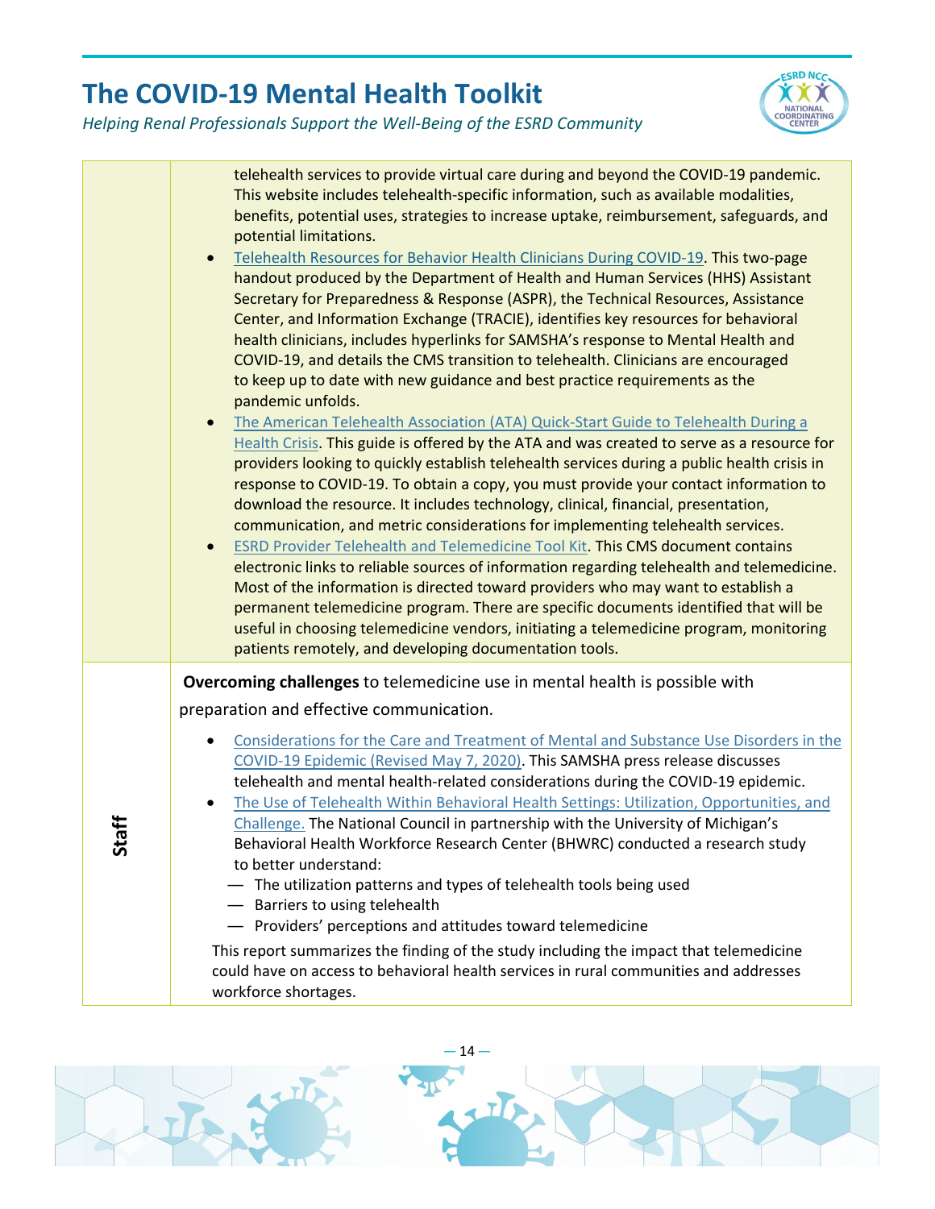| | |
|---|---|
| | telehealth services to provide virtual care during and beyond the COVID-19 pandemic. This website includes telehealth-specific information, such as available modalities, benefits, potential uses, strategies to increase uptake, reimbursement, safeguards, and potential limitations.<br>• Telehealth Resources for Behavior Health Clinicians During COVID-19. This two-page handout produced by the Department of Health and Human Services (HHS) Assistant Secretary for Preparedness & Response (ASPR), the Technical Resources, Assistance Center, and Information Exchange (TRACIE), identifies key resources for behavioral health clinicians, includes hyperlinks for SAMSHA's response to Mental Health and COVID-19, and details the CMS transition to telehealth. Clinicians are encouraged to keep up to date with new guidance and best practice requirements as the pandemic unfolds.<br>• The American Telehealth Association (ATA) Quick-Start Guide to Telehealth During a Health Crisis. This guide is offered by the ATA and was created to serve as a resource for providers looking to quickly establish telehealth services during a public health crisis in response to COVID-19. To obtain a copy, you must provide your contact information to download the resource. It includes technology, clinical, financial, presentation, communication, and metric considerations for implementing telehealth services.<br>• ESRD Provider Telehealth and Telemedicine Tool Kit. This CMS document contains electronic links to reliable sources of information regarding telehealth and telemedicine. Most of the information is directed toward providers who may want to establish a permanent telemedicine program. There are specific documents identified that will be useful in choosing telemedicine vendors, initiating a telemedicine program, monitoring patients remotely, and developing documentation tools. |
| **Staff** | **Overcoming challenges** to telemedicine use in mental health is possible with preparation and effective communication.<br>• Considerations for the Care and Treatment of Mental and Substance Use Disorders in the COVID-19 Epidemic (Revised May 7, 2020). This SAMSHA press release discusses telehealth and mental health-related considerations during the COVID-19 epidemic.<br>• The Use of Telehealth Within Behavioral Health Settings: Utilization, Opportunities, and Challenge. The National Council in partnership with the University of Michigan's Behavioral Health Workforce Research Center (BHWRC) conducted a research study to better understand:<br>— The utilization patterns and types of telehealth tools being used<br>— Barriers to using telehealth<br>— Providers' perceptions and attitudes toward telemedicine<br>This report summarizes the finding of the study including the impact that telemedicine could have on access to behavioral health services in rural communities and addresses workforce shortages. |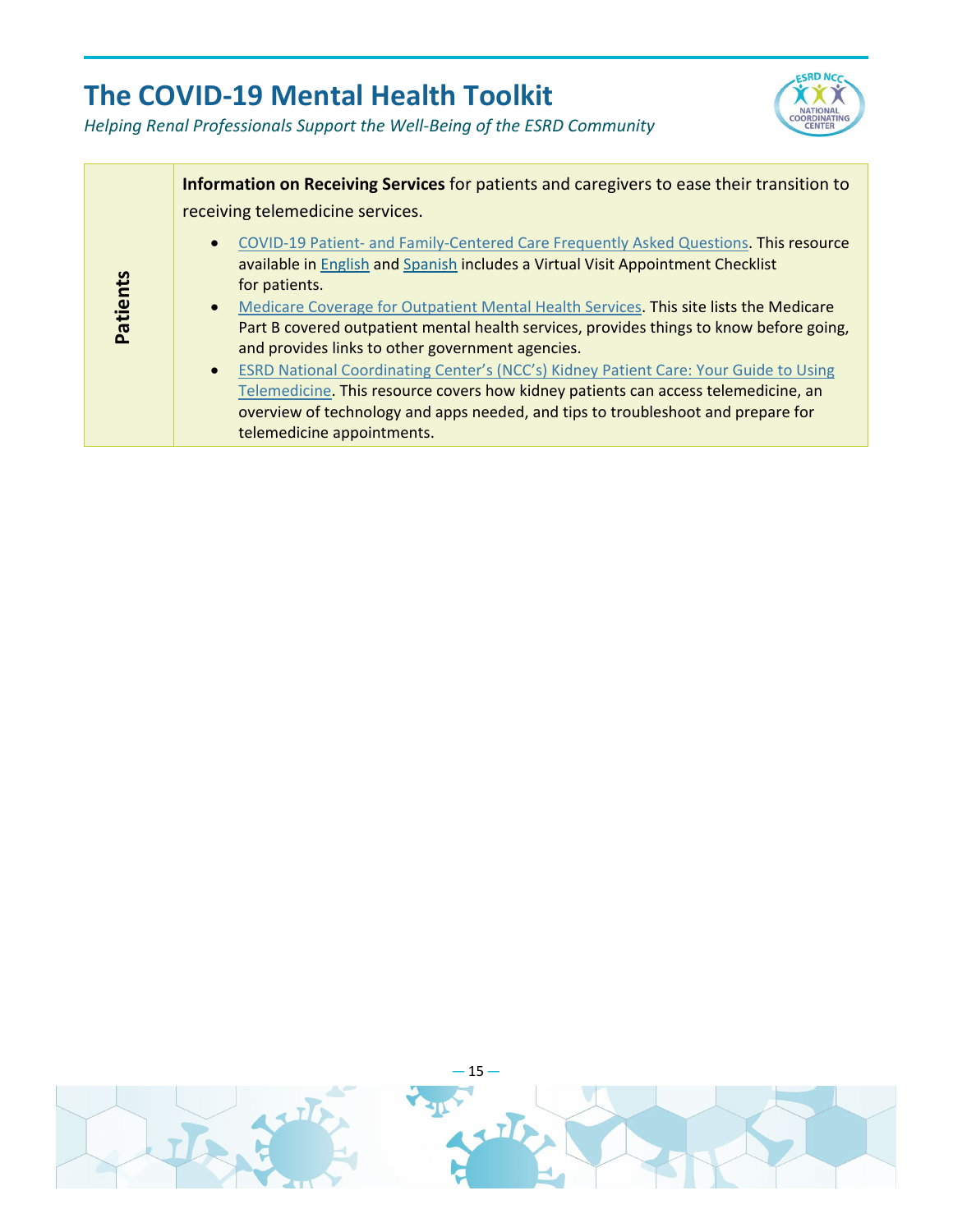| Patients | **Information on Receiving Services** for patients and caregivers to ease their transition to receiving telemedicine services.<br><br>• COVID-19 Patient- and Family-Centered Care Frequently Asked Questions. This resource available in English and Spanish includes a Virtual Visit Appointment Checklist for patients.<br>• Medicare Coverage for Outpatient Mental Health Services. This site lists the Medicare Part B covered outpatient mental health services, provides things to know before going, and provides links to other government agencies.<br>• ESRD National Coordinating Center's (NCC's) Kidney Patient Care: Your Guide to Using Telemedicine. This resource covers how kidney patients can access telemedicine, an overview of technology and apps needed, and tips to troubleshoot and prepare for telemedicine appointments. |
| --- | --- |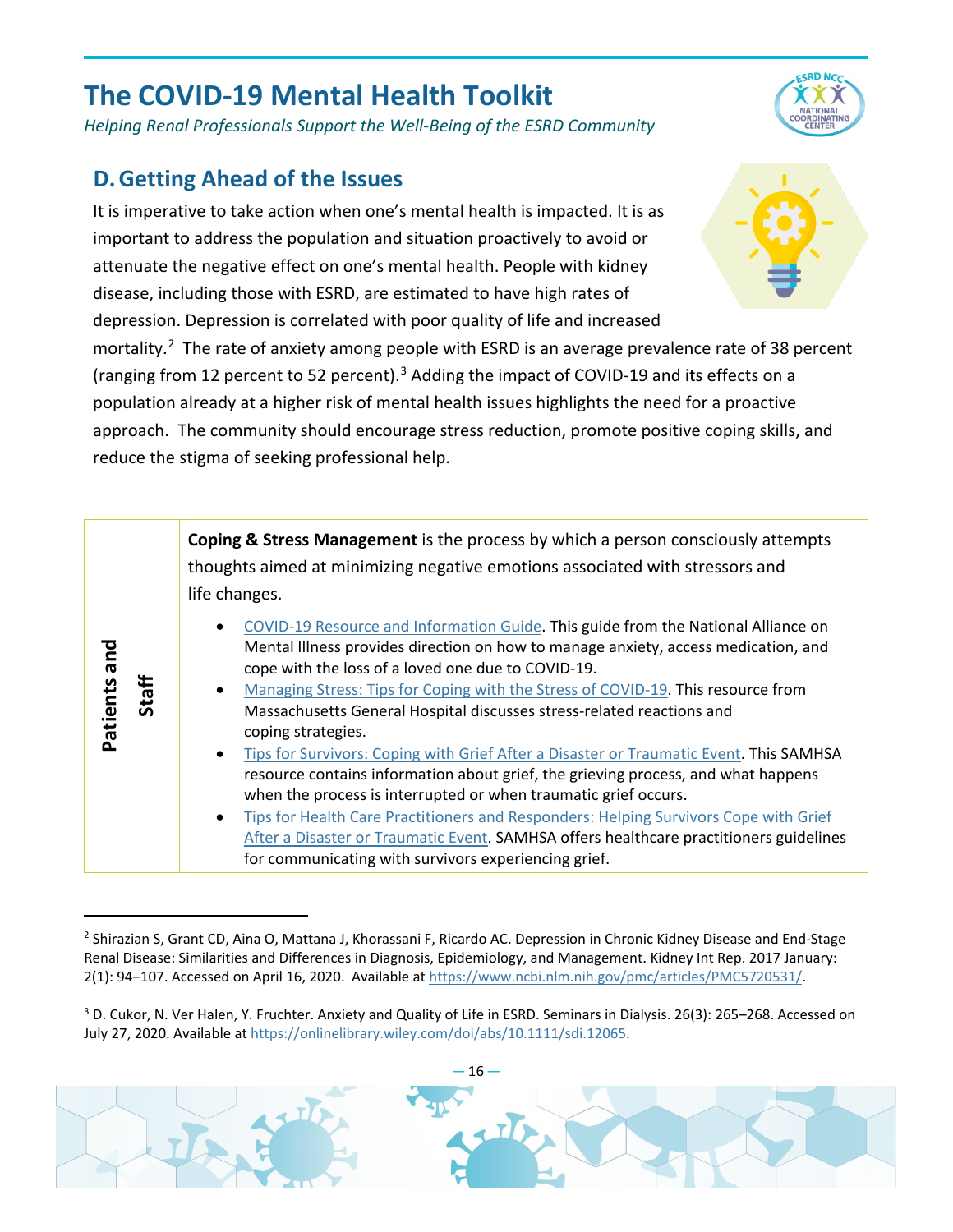## D. Getting Ahead of the Issues

It is imperative to take action when one's mental health is impacted. It is as important to address the population and situation proactively to avoid or attenuate the negative effect on one's mental health. People with kidney disease, including those with ESRD, are estimated to have high rates of depression. Depression is correlated with poor quality of life and increased mortality.[2] The rate of anxiety among people with ESRD is an average prevalence rate of 38 percent (ranging from 12 percent to 52 percent).[3] Adding the impact of COVID-19 and its effects on a population already at a higher risk of mental health issues highlights the need for a proactive approach. The community should encourage stress reduction, promote positive coping skills, and reduce the stigma of seeking professional help.

| | |
|---|---|
| **Patients and Staff** | **Coping & Stress Management** is the process by which a person consciously attempts thoughts aimed at minimizing negative emotions associated with stressors and life changes.<br><br>• COVID-19 Resource and Information Guide. This guide from the National Alliance on Mental Illness provides direction on how to manage anxiety, access medication, and cope with the loss of a loved one due to COVID-19.<br>• Managing Stress: Tips for Coping with the Stress of COVID-19. This resource from Massachusetts General Hospital discusses stress-related reactions and coping strategies.<br>• Tips for Survivors: Coping with Grief After a Disaster or Traumatic Event. This SAMHSA resource contains information about grief, the grieving process, and what happens when the process is interrupted or when traumatic grief occurs.<br>• Tips for Health Care Practitioners and Responders: Helping Survivors Cope with Grief After a Disaster or Traumatic Event. SAMHSA offers healthcare practitioners guidelines for communicating with survivors experiencing grief. |

---

[2] Shirazian S, Grant CD, Aina O, Mattana J, Khorassani F, Ricardo AC. Depression in Chronic Kidney Disease and End-Stage Renal Disease: Similarities and Differences in Diagnosis, Epidemiology, and Management. Kidney Int Rep. 2017 January: 2(1): 94–107. Accessed on April 16, 2020. Available at https://www.ncbi.nlm.nih.gov/pmc/articles/PMC5720531/.

[3] D. Cukor, N. Ver Halen, Y. Fruchter. Anxiety and Quality of Life in ESRD. Seminars in Dialysis. 26(3): 265–268. Accessed on July 27, 2020. Available at https://onlinelibrary.wiley.com/doi/abs/10.1111/sdi.12065.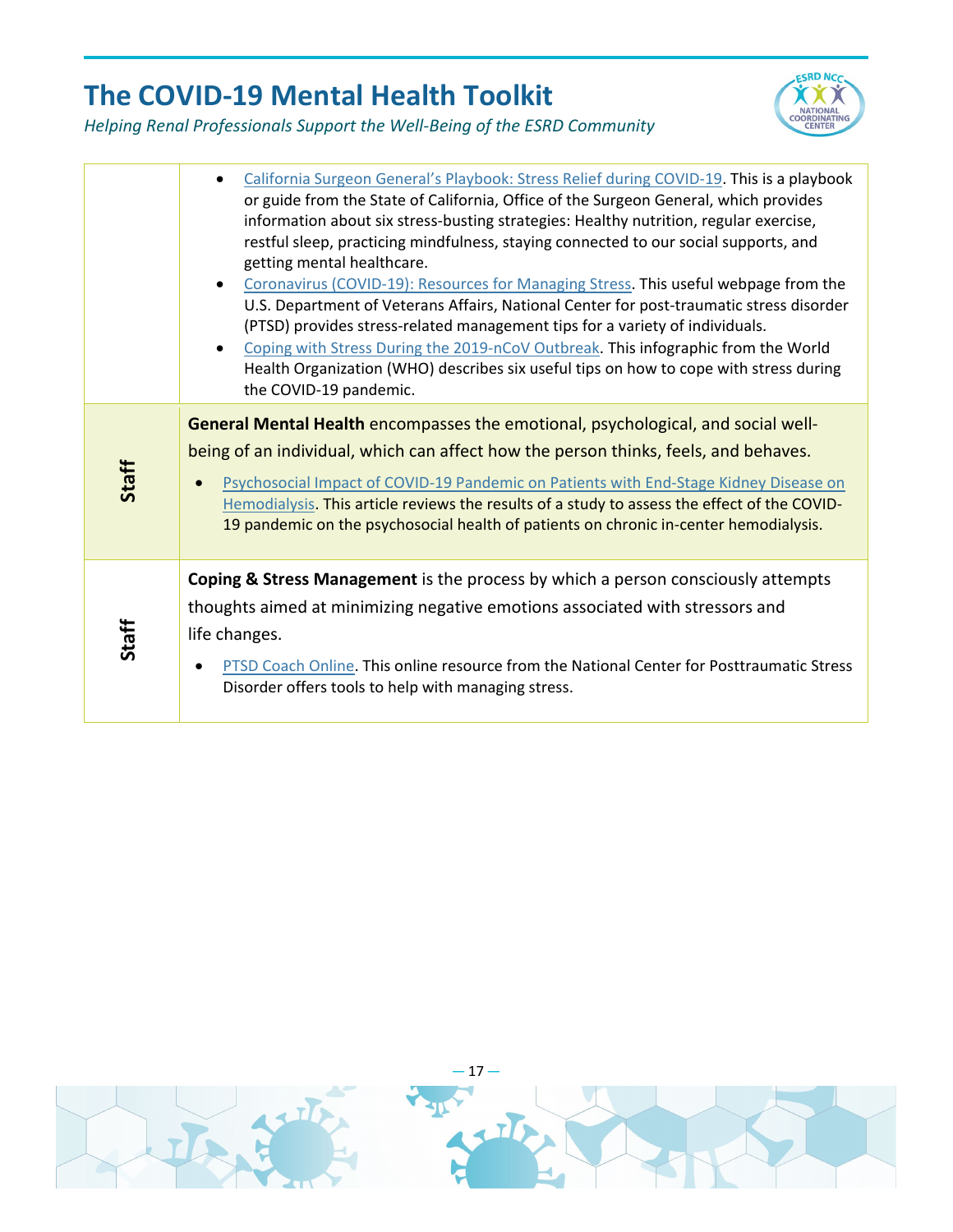| | |
|---|---|
| | • California Surgeon General's Playbook: Stress Relief during COVID-19. This is a playbook or guide from the State of California, Office of the Surgeon General, which provides information about six stress-busting strategies: Healthy nutrition, regular exercise, restful sleep, practicing mindfulness, staying connected to our social supports, and getting mental healthcare.<br>• Coronavirus (COVID-19): Resources for Managing Stress. This useful webpage from the U.S. Department of Veterans Affairs, National Center for post-traumatic stress disorder (PTSD) provides stress-related management tips for a variety of individuals.<br>• Coping with Stress During the 2019-nCoV Outbreak. This infographic from the World Health Organization (WHO) describes six useful tips on how to cope with stress during the COVID-19 pandemic. |
| **Staff** | **General Mental Health** encompasses the emotional, psychological, and social well-being of an individual, which can affect how the person thinks, feels, and behaves.<br>• Psychosocial Impact of COVID-19 Pandemic on Patients with End-Stage Kidney Disease on Hemodialysis. This article reviews the results of a study to assess the effect of the COVID-19 pandemic on the psychosocial health of patients on chronic in-center hemodialysis. |
| **Staff** | **Coping & Stress Management** is the process by which a person consciously attempts thoughts aimed at minimizing negative emotions associated with stressors and life changes.<br>• PTSD Coach Online. This online resource from the National Center for Posttraumatic Stress Disorder offers tools to help with managing stress. |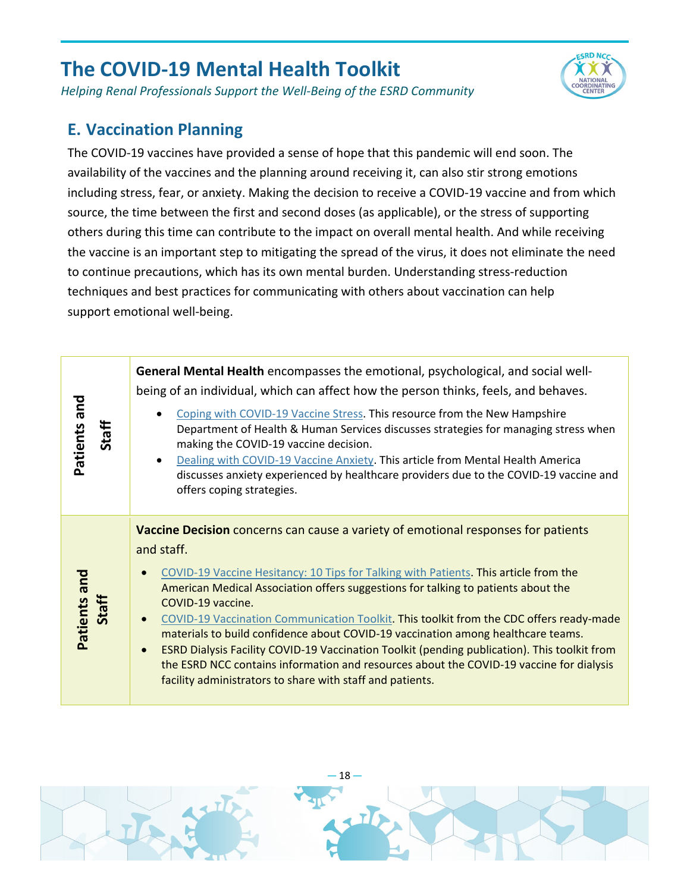## E. Vaccination Planning

The COVID-19 vaccines have provided a sense of hope that this pandemic will end soon. The availability of the vaccines and the planning around receiving it, can also stir strong emotions including stress, fear, or anxiety. Making the decision to receive a COVID-19 vaccine and from which source, the time between the first and second doses (as applicable), or the stress of supporting others during this time can contribute to the impact on overall mental health. And while receiving the vaccine is an important step to mitigating the spread of the virus, it does not eliminate the need to continue precautions, which has its own mental burden. Understanding stress-reduction techniques and best practices for communicating with others about vaccination can help support emotional well-being.

| Audience | Resources |
|---|---|
| **Patients and Staff** | **General Mental Health** encompasses the emotional, psychological, and social well-being of an individual, which can affect how the person thinks, feels, and behaves.<br>• Coping with COVID-19 Vaccine Stress. This resource from the New Hampshire Department of Health & Human Services discusses strategies for managing stress when making the COVID-19 vaccine decision.<br>• Dealing with COVID-19 Vaccine Anxiety. This article from Mental Health America discusses anxiety experienced by healthcare providers due to the COVID-19 vaccine and offers coping strategies. |
| **Patients and Staff** | **Vaccine Decision** concerns can cause a variety of emotional responses for patients and staff.<br>• COVID-19 Vaccine Hesitancy: 10 Tips for Talking with Patients. This article from the American Medical Association offers suggestions for talking to patients about the COVID-19 vaccine.<br>• COVID-19 Vaccination Communication Toolkit. This toolkit from the CDC offers ready-made materials to build confidence about COVID-19 vaccination among healthcare teams.<br>• ESRD Dialysis Facility COVID-19 Vaccination Toolkit (pending publication). This toolkit from the ESRD NCC contains information and resources about the COVID-19 vaccine for dialysis facility administrators to share with staff and patients. |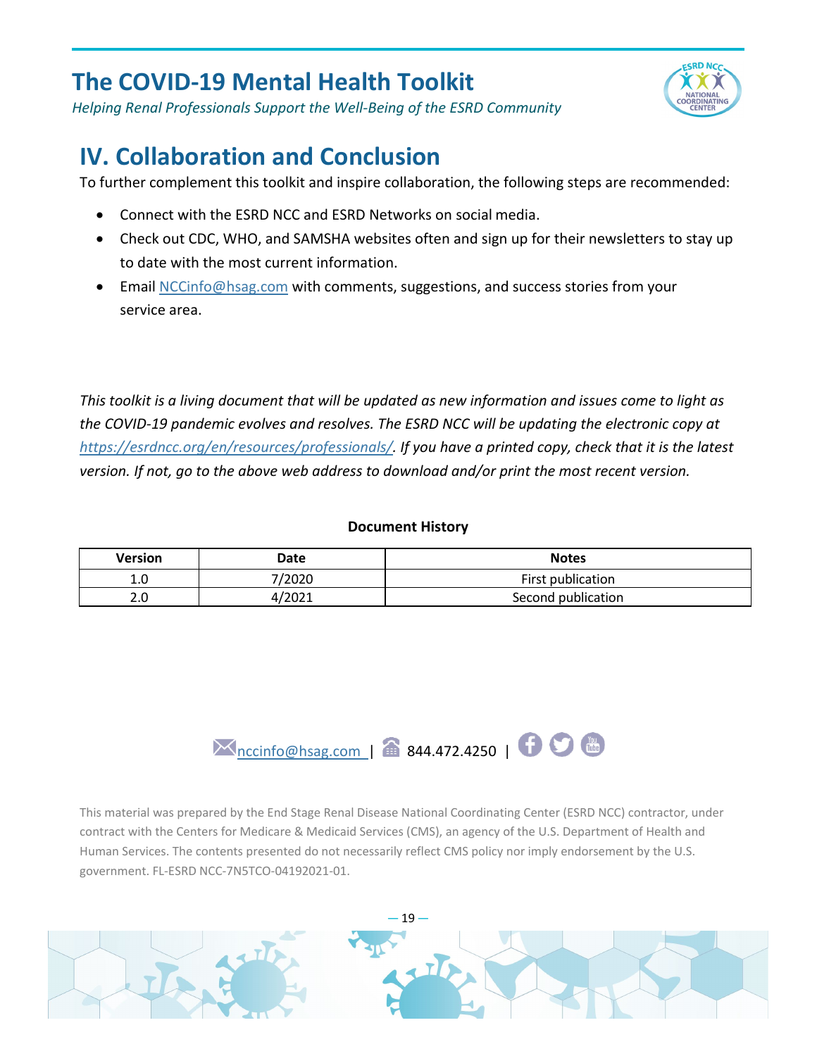## IV. Collaboration and Conclusion

To further complement this toolkit and inspire collaboration, the following steps are recommended:

- Connect with the ESRD NCC and ESRD Networks on social media.
- Check out CDC, WHO, and SAMSHA websites often and sign up for their newsletters to stay up to date with the most current information.
- Email NCCinfo@hsag.com with comments, suggestions, and success stories from your service area.

*This toolkit is a living document that will be updated as new information and issues come to light as the COVID-19 pandemic evolves and resolves. The ESRD NCC will be updating the electronic copy at https://esrdncc.org/en/resources/professionals/. If you have a printed copy, check that it is the latest version. If not, go to the above web address to download and/or print the most recent version.*

**Document History**

| Version | Date | Notes |
|---|---|---|
| 1.0 | 7/2020 | First publication |
| 2.0 | 4/2021 | Second publication |

nccinfo@hsag.com | 844.472.4250 |

This material was prepared by the End Stage Renal Disease National Coordinating Center (ESRD NCC) contractor, under contract with the Centers for Medicare & Medicaid Services (CMS), an agency of the U.S. Department of Health and Human Services. The contents presented do not necessarily reflect CMS policy nor imply endorsement by the U.S. government. FL-ESRD NCC-7N5TCO-04192021-01.